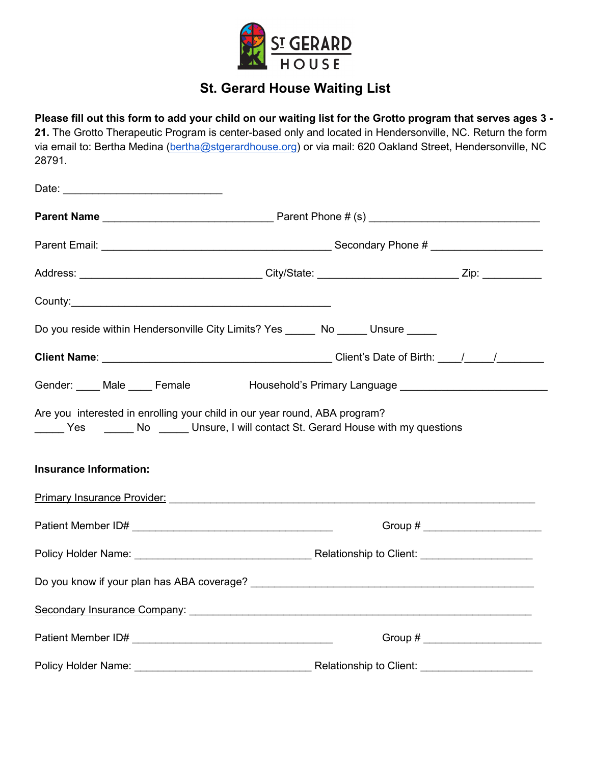ST GERARD HOUSE

# St. Gerard House Waiting List

**Please fill out this form to add your child on our waiting list for the Grotto program that serves ages 3 - 21.** The Grotto Therapeutic Program is center-based only and located in Hendersonville, NC. Return the form via email to: Bertha Medina (bertha@stgerardhouse.org) or via mail: 620 Oakland Street, Hendersonville, NC 28791.

Date: ___________________________

**Parent Name** _____________________________ Parent Phone # (s) _____________________________

Parent Email: _______________________________________ Secondary Phone # ___________________

Address: _______________________________ City/State: ________________________ Zip: __________

County:_____________________________________________

Do you reside within Hendersonville City Limits? Yes _____ No _____ Unsure _____

**Client Name**: _______________________________________ Client's Date of Birth: ____/_____/________

Gender: ____ Male ____ Female Household's Primary Language ________________________

Are you interested in enrolling your child in our year round, ABA program?
_____ Yes _____ No _____ Unsure, I will contact St. Gerard House with my questions

**Insurance Information:**

Primary Insurance Provider: ______________________________________________________________

Patient Member ID# __________________________________ Group # ____________________

Policy Holder Name: ______________________________ Relationship to Client: ___________________

Do you know if your plan has ABA coverage? _______________________________________________

Secondary Insurance Company: __________________________________________________________

Patient Member ID# __________________________________ Group # ____________________

Policy Holder Name: ______________________________ Relationship to Client: ___________________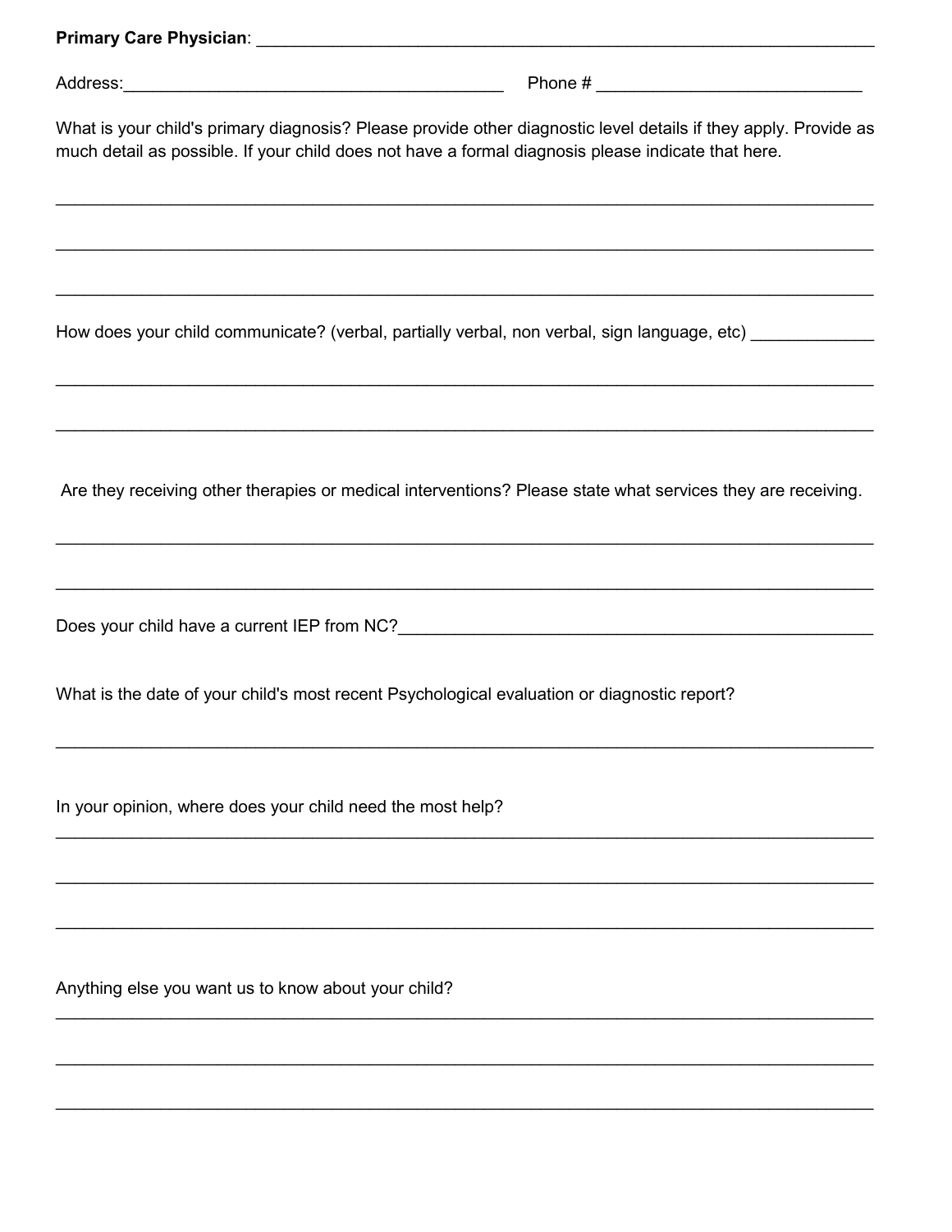**Primary Care Physician**: ______________________________________________________________

Address:_________________________________________ Phone # ____________________________

What is your child's primary diagnosis? Please provide other diagnostic level details if they apply. Provide as much detail as possible. If your child does not have a formal diagnosis please indicate that here.

______________________________________________________________________________

______________________________________________________________________________

______________________________________________________________________________

How does your child communicate? (verbal, partially verbal, non verbal, sign language, etc) _____________

______________________________________________________________________________

______________________________________________________________________________

Are they receiving other therapies or medical interventions? Please state what services they are receiving.

______________________________________________________________________________

______________________________________________________________________________

Does your child have a current IEP from NC?_____________________________________________________

What is the date of your child's most recent Psychological evaluation or diagnostic report?

______________________________________________________________________________

In your opinion, where does your child need the most help?

______________________________________________________________________________

______________________________________________________________________________

______________________________________________________________________________

Anything else you want us to know about your child?

______________________________________________________________________________

______________________________________________________________________________

______________________________________________________________________________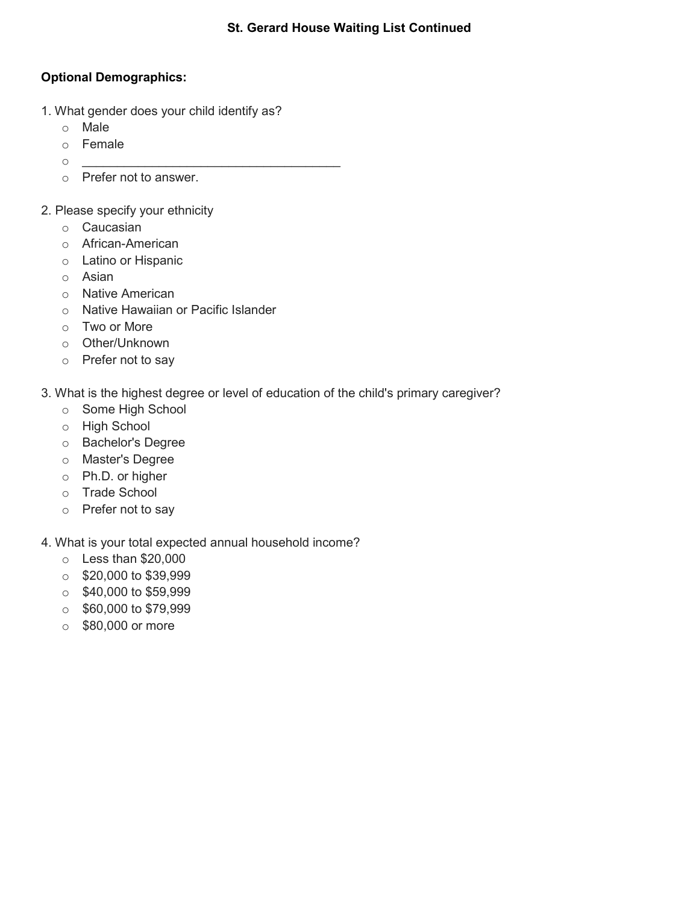**St. Gerard House Waiting List Continued**

**Optional Demographics:**

1. What gender does your child identify as?
   - Male
   - Female
   - ______________________________________
   - Prefer not to answer.

2. Please specify your ethnicity
   - Caucasian
   - African-American
   - Latino or Hispanic
   - Asian
   - Native American
   - Native Hawaiian or Pacific Islander
   - Two or More
   - Other/Unknown
   - Prefer not to say

3. What is the highest degree or level of education of the child's primary caregiver?
   - Some High School
   - High School
   - Bachelor's Degree
   - Master's Degree
   - Ph.D. or higher
   - Trade School
   - Prefer not to say

4. What is your total expected annual household income?
   - Less than $20,000
   - $20,000 to $39,999
   - $40,000 to $59,999
   - $60,000 to $79,999
   - $80,000 or more